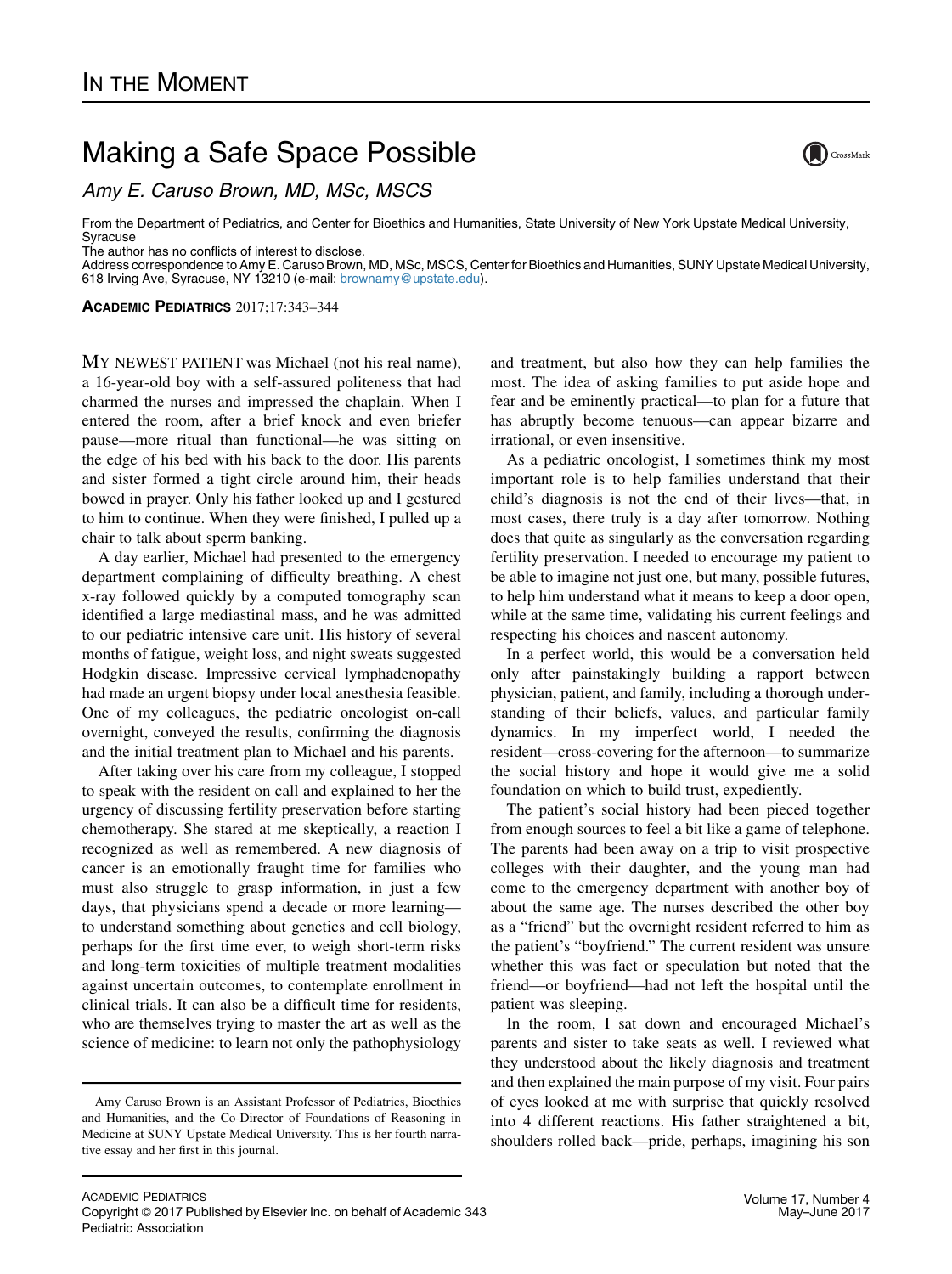# In the Moment

## Making a Safe Space Possible

*Amy E. Caruso Brown, MD, MSc, MSCS*

From the Department of Pediatrics, and Center for Bioethics and Humanities, State University of New York Upstate Medical University, Syracuse

The author has no conflicts of interest to disclose.

Address correspondence to Amy E. Caruso Brown, MD, MSc, MSCS, Center for Bioethics and Humanities, SUNY Upstate Medical University, 618 Irving Ave, Syracuse, NY 13210 (e-mail: brownamy@upstate.edu).

**Academic Pediatrics** 2017;17:343–344

MY NEWEST PATIENT was Michael (not his real name), a 16-year-old boy with a self-assured politeness that had charmed the nurses and impressed the chaplain. When I entered the room, after a brief knock and even briefer pause—more ritual than functional—he was sitting on the edge of his bed with his back to the door. His parents and sister formed a tight circle around him, their heads bowed in prayer. Only his father looked up and I gestured to him to continue. When they were finished, I pulled up a chair to talk about sperm banking.

A day earlier, Michael had presented to the emergency department complaining of difficulty breathing. A chest x-ray followed quickly by a computed tomography scan identified a large mediastinal mass, and he was admitted to our pediatric intensive care unit. His history of several months of fatigue, weight loss, and night sweats suggested Hodgkin disease. Impressive cervical lymphadenopathy had made an urgent biopsy under local anesthesia feasible. One of my colleagues, the pediatric oncologist on-call overnight, conveyed the results, confirming the diagnosis and the initial treatment plan to Michael and his parents.

After taking over his care from my colleague, I stopped to speak with the resident on call and explained to her the urgency of discussing fertility preservation before starting chemotherapy. She stared at me skeptically, a reaction I recognized as well as remembered. A new diagnosis of cancer is an emotionally fraught time for families who must also struggle to grasp information, in just a few days, that physicians spend a decade or more learning—to understand something about genetics and cell biology, perhaps for the first time ever, to weigh short-term risks and long-term toxicities of multiple treatment modalities against uncertain outcomes, to contemplate enrollment in clinical trials. It can also be a difficult time for residents, who are themselves trying to master the art as well as the science of medicine: to learn not only the pathophysiology and treatment, but also how they can help families the most. The idea of asking families to put aside hope and fear and be eminently practical—to plan for a future that has abruptly become tenuous—can appear bizarre and irrational, or even insensitive.

As a pediatric oncologist, I sometimes think my most important role is to help families understand that their child's diagnosis is not the end of their lives—that, in most cases, there truly is a day after tomorrow. Nothing does that quite as singularly as the conversation regarding fertility preservation. I needed to encourage my patient to be able to imagine not just one, but many, possible futures, to help him understand what it means to keep a door open, while at the same time, validating his current feelings and respecting his choices and nascent autonomy.

In a perfect world, this would be a conversation held only after painstakingly building a rapport between physician, patient, and family, including a thorough understanding of their beliefs, values, and particular family dynamics. In my imperfect world, I needed the resident—cross-covering for the afternoon—to summarize the social history and hope it would give me a solid foundation on which to build trust, expediently.

The patient's social history had been pieced together from enough sources to feel a bit like a game of telephone. The parents had been away on a trip to visit prospective colleges with their daughter, and the young man had come to the emergency department with another boy of about the same age. The nurses described the other boy as a "friend" but the overnight resident referred to him as the patient's "boyfriend." The current resident was unsure whether this was fact or speculation but noted that the friend—or boyfriend—had not left the hospital until the patient was sleeping.

In the room, I sat down and encouraged Michael's parents and sister to take seats as well. I reviewed what they understood about the likely diagnosis and treatment and then explained the main purpose of my visit. Four pairs of eyes looked at me with surprise that quickly resolved into 4 different reactions. His father straightened a bit, shoulders rolled back—pride, perhaps, imagining his son

---

Amy Caruso Brown is an Assistant Professor of Pediatrics, Bioethics and Humanities, and the Co-Director of Foundations of Reasoning in Medicine at SUNY Upstate Medical University. This is her fourth narrative essay and her first in this journal.

Copyright © 2017 Published by Elsevier Inc. on behalf of Academic Pediatric Association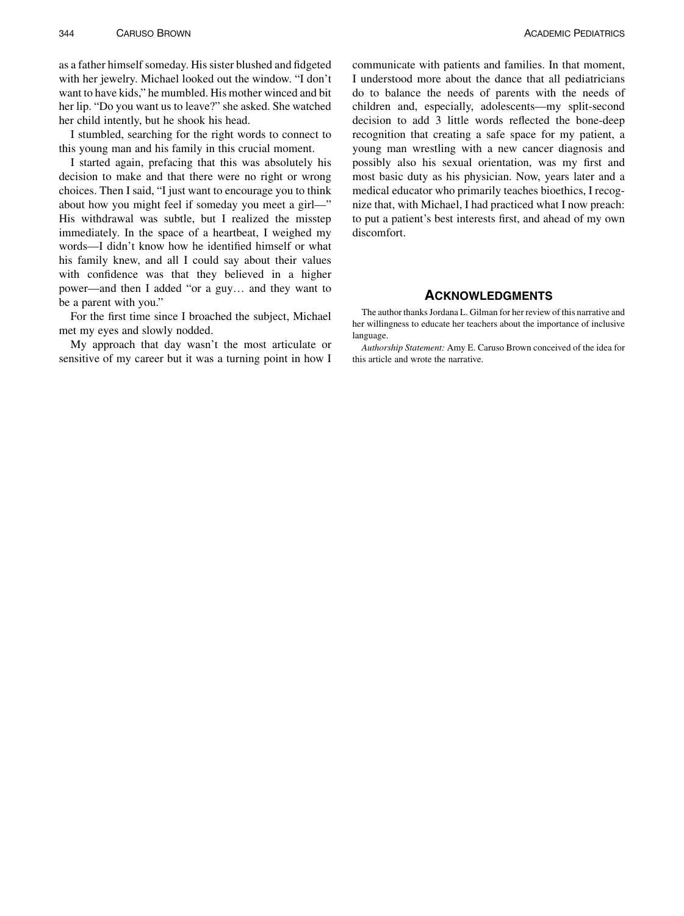as a father himself someday. His sister blushed and fidgeted with her jewelry. Michael looked out the window. "I don't want to have kids," he mumbled. His mother winced and bit her lip. "Do you want us to leave?" she asked. She watched her child intently, but he shook his head.

I stumbled, searching for the right words to connect to this young man and his family in this crucial moment.

I started again, prefacing that this was absolutely his decision to make and that there were no right or wrong choices. Then I said, "I just want to encourage you to think about how you might feel if someday you meet a girl—" His withdrawal was subtle, but I realized the misstep immediately. In the space of a heartbeat, I weighed my words—I didn't know how he identified himself or what his family knew, and all I could say about their values with confidence was that they believed in a higher power—and then I added "or a guy… and they want to be a parent with you."

For the first time since I broached the subject, Michael met my eyes and slowly nodded.

My approach that day wasn't the most articulate or sensitive of my career but it was a turning point in how I communicate with patients and families. In that moment, I understood more about the dance that all pediatricians do to balance the needs of parents with the needs of children and, especially, adolescents—my split-second decision to add 3 little words reflected the bone-deep recognition that creating a safe space for my patient, a young man wrestling with a new cancer diagnosis and possibly also his sexual orientation, was my first and most basic duty as his physician. Now, years later and a medical educator who primarily teaches bioethics, I recognize that, with Michael, I had practiced what I now preach: to put a patient's best interests first, and ahead of my own discomfort.

## Acknowledgments

The author thanks Jordana L. Gilman for her review of this narrative and her willingness to educate her teachers about the importance of inclusive language.

*Authorship Statement:* Amy E. Caruso Brown conceived of the idea for this article and wrote the narrative.